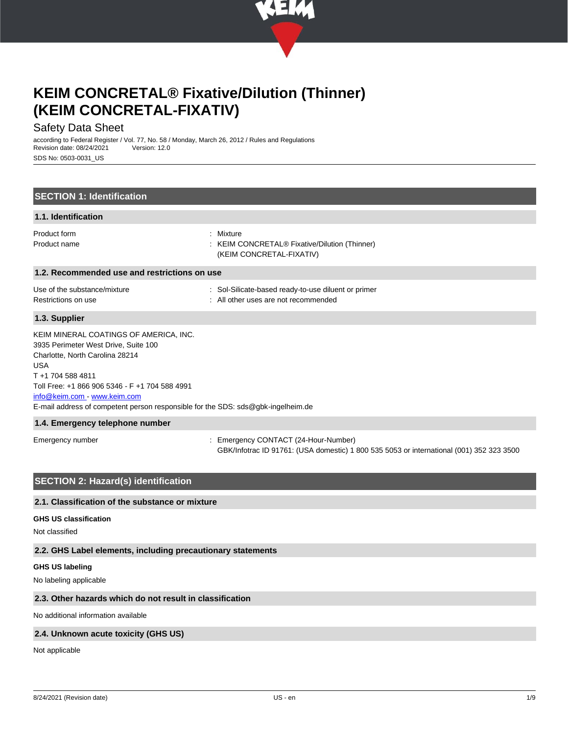# KEIM CONCRETAL® Fixative/Dilution (Thinner) (KEIM CONCRETAL-FIXATIV)

Safety Data Sheet

according to Federal Register / Vol. 77, No. 58 / Monday, March 26, 2012 / Rules and Regulations
Revision date: 08/24/2021 Version: 12.0
SDS No: 0503-0031_US

## SECTION 1: Identification

### 1.1. Identification

| | |
|---|---|
| Product form | : Mixture |
| Product name | : KEIM CONCRETAL® Fixative/Dilution (Thinner) (KEIM CONCRETAL-FIXATIV) |

### 1.2. Recommended use and restrictions on use

| | |
|---|---|
| Use of the substance/mixture | : Sol-Silicate-based ready-to-use diluent or primer |
| Restrictions on use | : All other uses are not recommended |

### 1.3. Supplier

KEIM MINERAL COATINGS OF AMERICA, INC.
3935 Perimeter West Drive, Suite 100
Charlotte, North Carolina 28214
USA
T +1 704 588 4811
Toll Free: +1 866 906 5346 - F +1 704 588 4991
info@keim.com - www.keim.com
E-mail address of competent person responsible for the SDS: sds@gbk-ingelheim.de

### 1.4. Emergency telephone number

| | |
|---|---|
| Emergency number | : Emergency CONTACT (24-Hour-Number) GBK/Infotrac ID 91761: (USA domestic) 1 800 535 5053 or international (001) 352 323 3500 |

## SECTION 2: Hazard(s) identification

### 2.1. Classification of the substance or mixture

**GHS US classification**

Not classified

### 2.2. GHS Label elements, including precautionary statements

**GHS US labeling**

No labeling applicable

### 2.3. Other hazards which do not result in classification

No additional information available

### 2.4. Unknown acute toxicity (GHS US)

Not applicable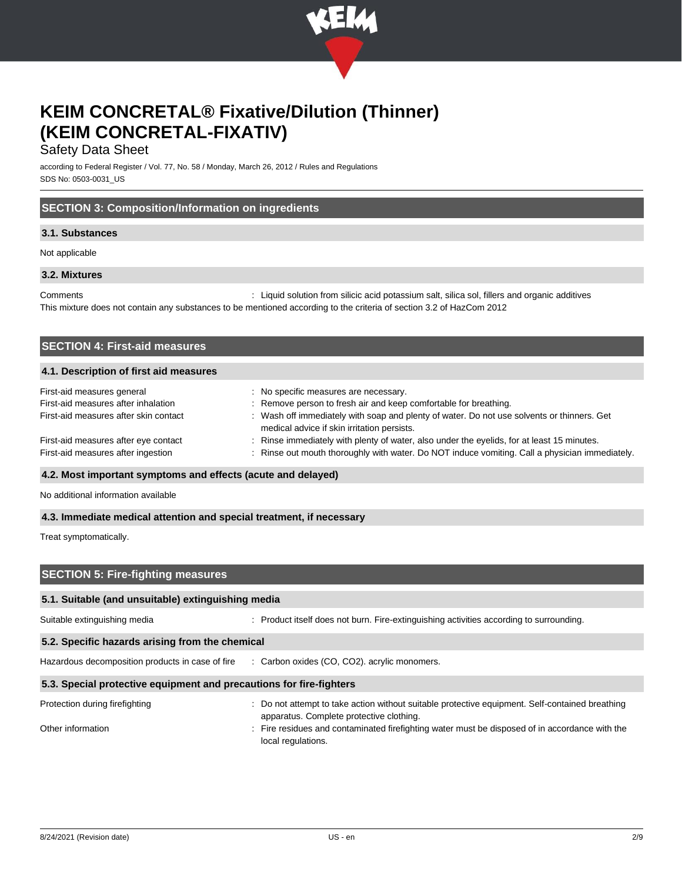# KEIM CONCRETAL® Fixative/Dilution (Thinner) (KEIM CONCRETAL-FIXATIV)

Safety Data Sheet

according to Federal Register / Vol. 77, No. 58 / Monday, March 26, 2012 / Rules and Regulations
SDS No: 0503-0031_US

## SECTION 3: Composition/Information on ingredients

### 3.1. Substances

Not applicable

### 3.2. Mixtures

Comments : Liquid solution from silicic acid potassium salt, silica sol, fillers and organic additives

This mixture does not contain any substances to be mentioned according to the criteria of section 3.2 of HazCom 2012

## SECTION 4: First-aid measures

### 4.1. Description of first aid measures

First-aid measures general : No specific measures are necessary.

First-aid measures after inhalation : Remove person to fresh air and keep comfortable for breathing.

First-aid measures after skin contact : Wash off immediately with soap and plenty of water. Do not use solvents or thinners. Get medical advice if skin irritation persists.

First-aid measures after eye contact : Rinse immediately with plenty of water, also under the eyelids, for at least 15 minutes.

First-aid measures after ingestion : Rinse out mouth thoroughly with water. Do NOT induce vomiting. Call a physician immediately.

### 4.2. Most important symptoms and effects (acute and delayed)

No additional information available

### 4.3. Immediate medical attention and special treatment, if necessary

Treat symptomatically.

## SECTION 5: Fire-fighting measures

### 5.1. Suitable (and unsuitable) extinguishing media

Suitable extinguishing media : Product itself does not burn. Fire-extinguishing activities according to surrounding.

### 5.2. Specific hazards arising from the chemical

Hazardous decomposition products in case of fire : Carbon oxides (CO, $CO_2$). acrylic monomers.

### 5.3. Special protective equipment and precautions for fire-fighters

Protection during firefighting : Do not attempt to take action without suitable protective equipment. Self-contained breathing apparatus. Complete protective clothing.

Other information : Fire residues and contaminated firefighting water must be disposed of in accordance with the local regulations.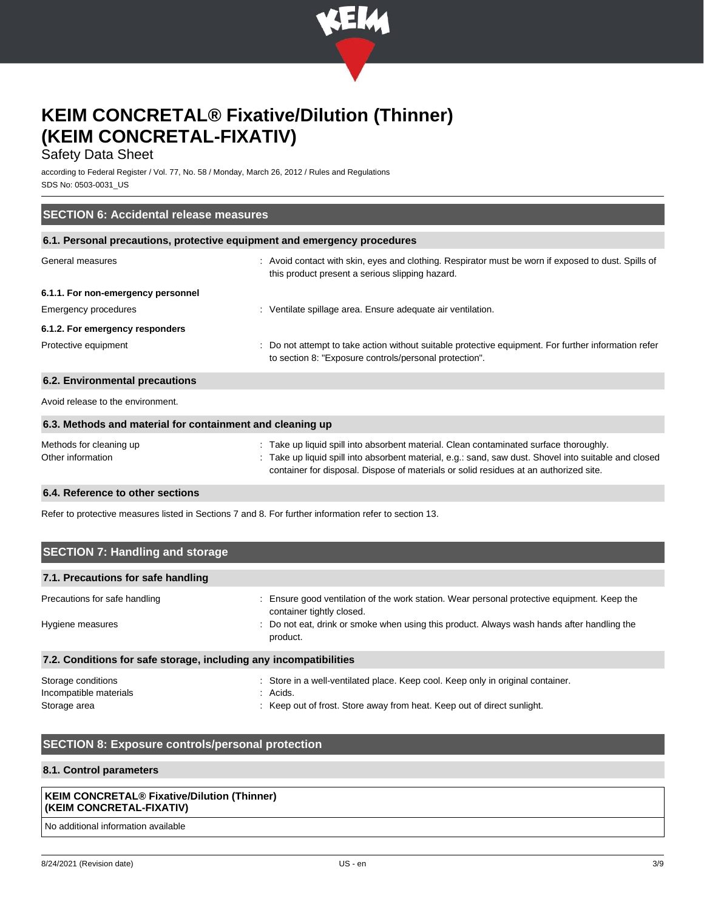## SECTION 6: Accidental release measures

### 6.1. Personal precautions, protective equipment and emergency procedures

General measures : Avoid contact with skin, eyes and clothing. Respirator must be worn if exposed to dust. Spills of this product present a serious slipping hazard.

#### 6.1.1. For non-emergency personnel

Emergency procedures : Ventilate spillage area. Ensure adequate air ventilation.

#### 6.1.2. For emergency responders

Protective equipment : Do not attempt to take action without suitable protective equipment. For further information refer to section 8: "Exposure controls/personal protection".

### 6.2. Environmental precautions

Avoid release to the environment.

### 6.3. Methods and material for containment and cleaning up

Methods for cleaning up : Take up liquid spill into absorbent material. Clean contaminated surface thoroughly.

Other information : Take up liquid spill into absorbent material, e.g.: sand, saw dust. Shovel into suitable and closed container for disposal. Dispose of materials or solid residues at an authorized site.

### 6.4. Reference to other sections

Refer to protective measures listed in Sections 7 and 8. For further information refer to section 13.

## SECTION 7: Handling and storage

### 7.1. Precautions for safe handling

Precautions for safe handling : Ensure good ventilation of the work station. Wear personal protective equipment. Keep the container tightly closed.

Hygiene measures : Do not eat, drink or smoke when using this product. Always wash hands after handling the product.

### 7.2. Conditions for safe storage, including any incompatibilities

Storage conditions : Store in a well-ventilated place. Keep cool. Keep only in original container.

Incompatible materials : Acids.

Storage area : Keep out of frost. Store away from heat. Keep out of direct sunlight.

## SECTION 8: Exposure controls/personal protection

### 8.1. Control parameters

| **KEIM CONCRETAL® Fixative/Dilution (Thinner) (KEIM CONCRETAL-FIXATIV)** |
|---|
| No additional information available |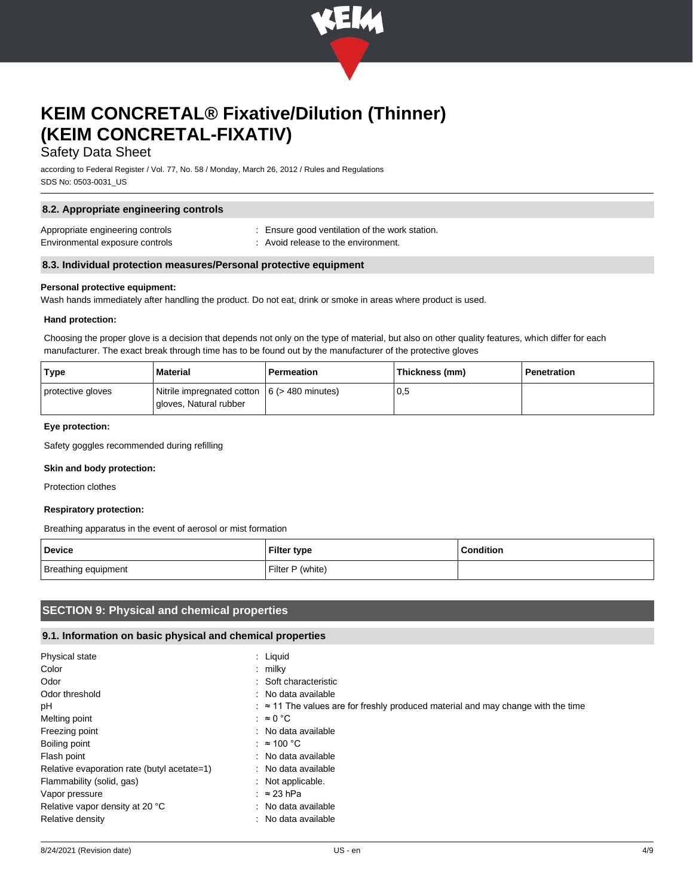### 8.2. Appropriate engineering controls

Appropriate engineering controls : Ensure good ventilation of the work station.
Environmental exposure controls : Avoid release to the environment.

### 8.3. Individual protection measures/Personal protective equipment

**Personal protective equipment:**
Wash hands immediately after handling the product. Do not eat, drink or smoke in areas where product is used.

**Hand protection:**

Choosing the proper glove is a decision that depends not only on the type of material, but also on other quality features, which differ for each manufacturer. The exact break through time has to be found out by the manufacturer of the protective gloves

| Type | Material | Permeation | Thickness (mm) | Penetration |
|---|---|---|---|---|
| protective gloves | Nitrile impregnated cotton gloves, Natural rubber | 6 (> 480 minutes) | 0,5 | |

**Eye protection:**

Safety goggles recommended during refilling

**Skin and body protection:**

Protection clothes

**Respiratory protection:**

Breathing apparatus in the event of aerosol or mist formation

| Device | Filter type | Condition |
|---|---|---|
| Breathing equipment | Filter P (white) | |

## SECTION 9: Physical and chemical properties

### 9.1. Information on basic physical and chemical properties

Physical state : Liquid
Color : milky
Odor : Soft characteristic
Odor threshold : No data available
pH : ≈ 11 The values are for freshly produced material and may change with the time
Melting point : ≈ 0 °C
Freezing point : No data available
Boiling point : ≈ 100 °C
Flash point : No data available
Relative evaporation rate (butyl acetate=1) : No data available
Flammability (solid, gas) : Not applicable.
Vapor pressure : ≈ 23 hPa
Relative vapor density at 20 °C : No data available
Relative density : No data available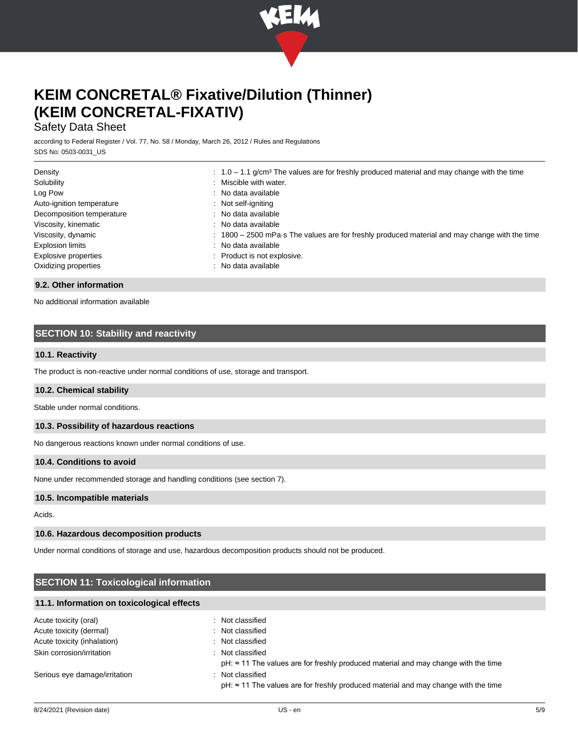| | |
|---|---|
| Density | : 1.0 – 1.1 g/cm³ The values are for freshly produced material and may change with the time |
| Solubility | : Miscible with water. |
| Log Pow | : No data available |
| Auto-ignition temperature | : Not self-igniting |
| Decomposition temperature | : No data available |
| Viscosity, kinematic | : No data available |
| Viscosity, dynamic | : 1800 – 2500 mPa·s The values are for freshly produced material and may change with the time |
| Explosion limits | : No data available |
| Explosive properties | : Product is not explosive. |
| Oxidizing properties | : No data available |

### 9.2. Other information

No additional information available

## SECTION 10: Stability and reactivity

### 10.1. Reactivity

The product is non-reactive under normal conditions of use, storage and transport.

### 10.2. Chemical stability

Stable under normal conditions.

### 10.3. Possibility of hazardous reactions

No dangerous reactions known under normal conditions of use.

### 10.4. Conditions to avoid

None under recommended storage and handling conditions (see section 7).

### 10.5. Incompatible materials

Acids.

### 10.6. Hazardous decomposition products

Under normal conditions of storage and use, hazardous decomposition products should not be produced.

## SECTION 11: Toxicological information

### 11.1. Information on toxicological effects

| | |
|---|---|
| Acute toxicity (oral) | : Not classified |
| Acute toxicity (dermal) | : Not classified |
| Acute toxicity (inhalation) | : Not classified |
| Skin corrosion/irritation | : Not classified<br>pH: ≈ 11 The values are for freshly produced material and may change with the time |
| Serious eye damage/irritation | : Not classified<br>pH: ≈ 11 The values are for freshly produced material and may change with the time |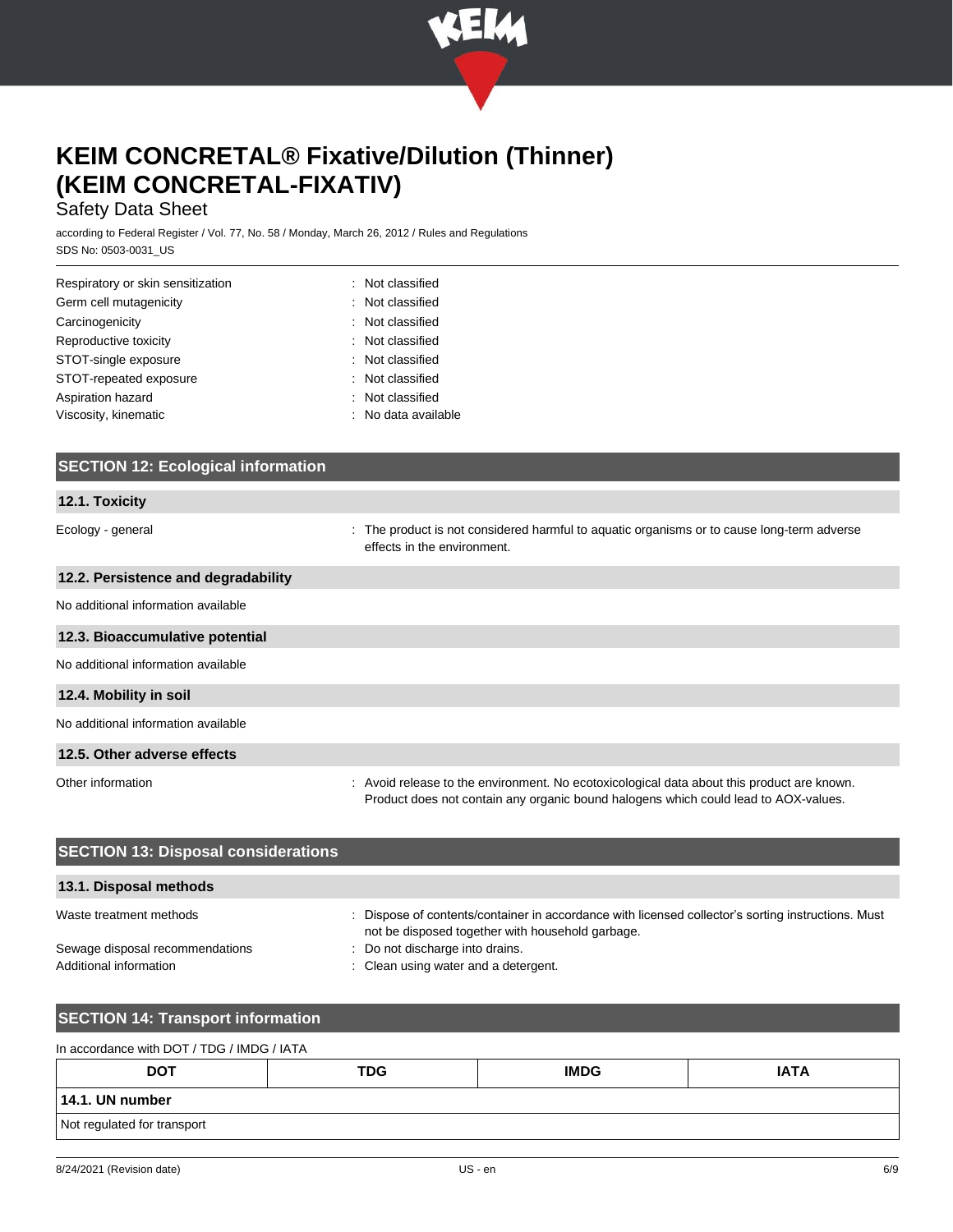| | |
|---|---|
| Respiratory or skin sensitization | : Not classified |
| Germ cell mutagenicity | : Not classified |
| Carcinogenicity | : Not classified |
| Reproductive toxicity | : Not classified |
| STOT-single exposure | : Not classified |
| STOT-repeated exposure | : Not classified |
| Aspiration hazard | : Not classified |
| Viscosity, kinematic | : No data available |

## SECTION 12: Ecological information

### 12.1. Toxicity

Ecology - general : The product is not considered harmful to aquatic organisms or to cause long-term adverse effects in the environment.

### 12.2. Persistence and degradability

No additional information available

### 12.3. Bioaccumulative potential

No additional information available

### 12.4. Mobility in soil

No additional information available

### 12.5. Other adverse effects

Other information : Avoid release to the environment. No ecotoxicological data about this product are known. Product does not contain any organic bound halogens which could lead to AOX-values.

## SECTION 13: Disposal considerations

### 13.1. Disposal methods

| | |
|---|---|
| Waste treatment methods | : Dispose of contents/container in accordance with licensed collector's sorting instructions. Must not be disposed together with household garbage. |
| Sewage disposal recommendations | : Do not discharge into drains. |
| Additional information | : Clean using water and a detergent. |

## SECTION 14: Transport information

In accordance with DOT / TDG / IMDG / IATA

| DOT | TDG | IMDG | IATA |
|---|---|---|---|
| **14.1. UN number** | | | |
| Not regulated for transport | | | |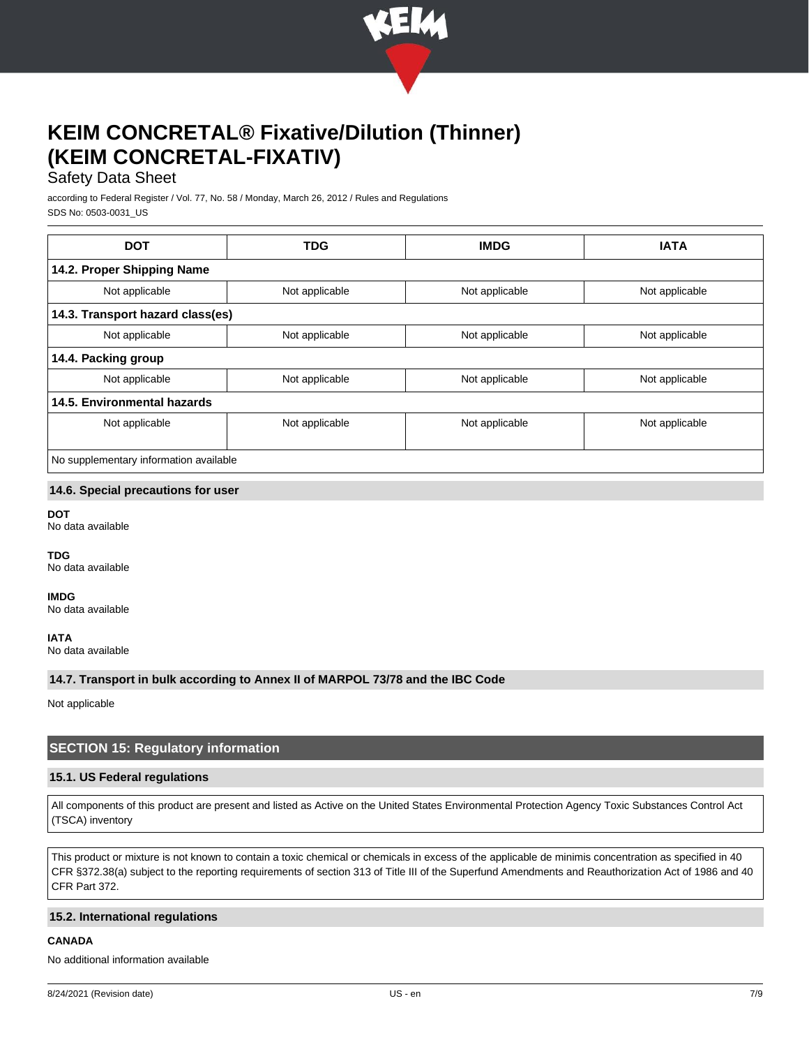| DOT | TDG | IMDG | IATA |
|---|---|---|---|
| **14.2. Proper Shipping Name** | | | |
| Not applicable | Not applicable | Not applicable | Not applicable |
| **14.3. Transport hazard class(es)** | | | |
| Not applicable | Not applicable | Not applicable | Not applicable |
| **14.4. Packing group** | | | |
| Not applicable | Not applicable | Not applicable | Not applicable |
| **14.5. Environmental hazards** | | | |
| Not applicable | Not applicable | Not applicable | Not applicable |
| No supplementary information available | | | |

### 14.6. Special precautions for user

**DOT**
No data available

**TDG**
No data available

**IMDG**
No data available

**IATA**
No data available

### 14.7. Transport in bulk according to Annex II of MARPOL 73/78 and the IBC Code

Not applicable

## SECTION 15: Regulatory information

### 15.1. US Federal regulations

All components of this product are present and listed as Active on the United States Environmental Protection Agency Toxic Substances Control Act (TSCA) inventory

This product or mixture is not known to contain a toxic chemical or chemicals in excess of the applicable de minimis concentration as specified in 40 CFR §372.38(a) subject to the reporting requirements of section 313 of Title III of the Superfund Amendments and Reauthorization Act of 1986 and 40 CFR Part 372.

### 15.2. International regulations

**CANADA**

No additional information available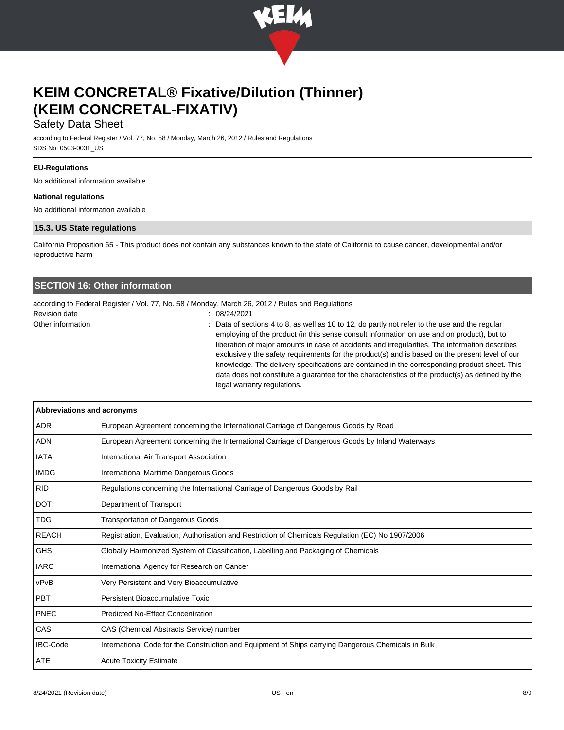**EU-Regulations**

No additional information available

**National regulations**

No additional information available

### 15.3. US State regulations

California Proposition 65 - This product does not contain any substances known to the state of California to cause cancer, developmental and/or reproductive harm

## SECTION 16: Other information

according to Federal Register / Vol. 77, No. 58 / Monday, March 26, 2012 / Rules and Regulations

Revision date : 08/24/2021

Other information : Data of sections 4 to 8, as well as 10 to 12, do partly not refer to the use and the regular employing of the product (in this sense consult information on use and on product), but to liberation of major amounts in case of accidents and irregularities. The information describes exclusively the safety requirements for the product(s) and is based on the present level of our knowledge. The delivery specifications are contained in the corresponding product sheet. This data does not constitute a guarantee for the characteristics of the product(s) as defined by the legal warranty regulations.

| Abbreviations and acronyms | |
|---|---|
| ADR | European Agreement concerning the International Carriage of Dangerous Goods by Road |
| ADN | European Agreement concerning the International Carriage of Dangerous Goods by Inland Waterways |
| IATA | International Air Transport Association |
| IMDG | International Maritime Dangerous Goods |
| RID | Regulations concerning the International Carriage of Dangerous Goods by Rail |
| DOT | Department of Transport |
| TDG | Transportation of Dangerous Goods |
| REACH | Registration, Evaluation, Authorisation and Restriction of Chemicals Regulation (EC) No 1907/2006 |
| GHS | Globally Harmonized System of Classification, Labelling and Packaging of Chemicals |
| IARC | International Agency for Research on Cancer |
| vPvB | Very Persistent and Very Bioaccumulative |
| PBT | Persistent Bioaccumulative Toxic |
| PNEC | Predicted No-Effect Concentration |
| CAS | CAS (Chemical Abstracts Service) number |
| IBC-Code | International Code for the Construction and Equipment of Ships carrying Dangerous Chemicals in Bulk |
| ATE | Acute Toxicity Estimate |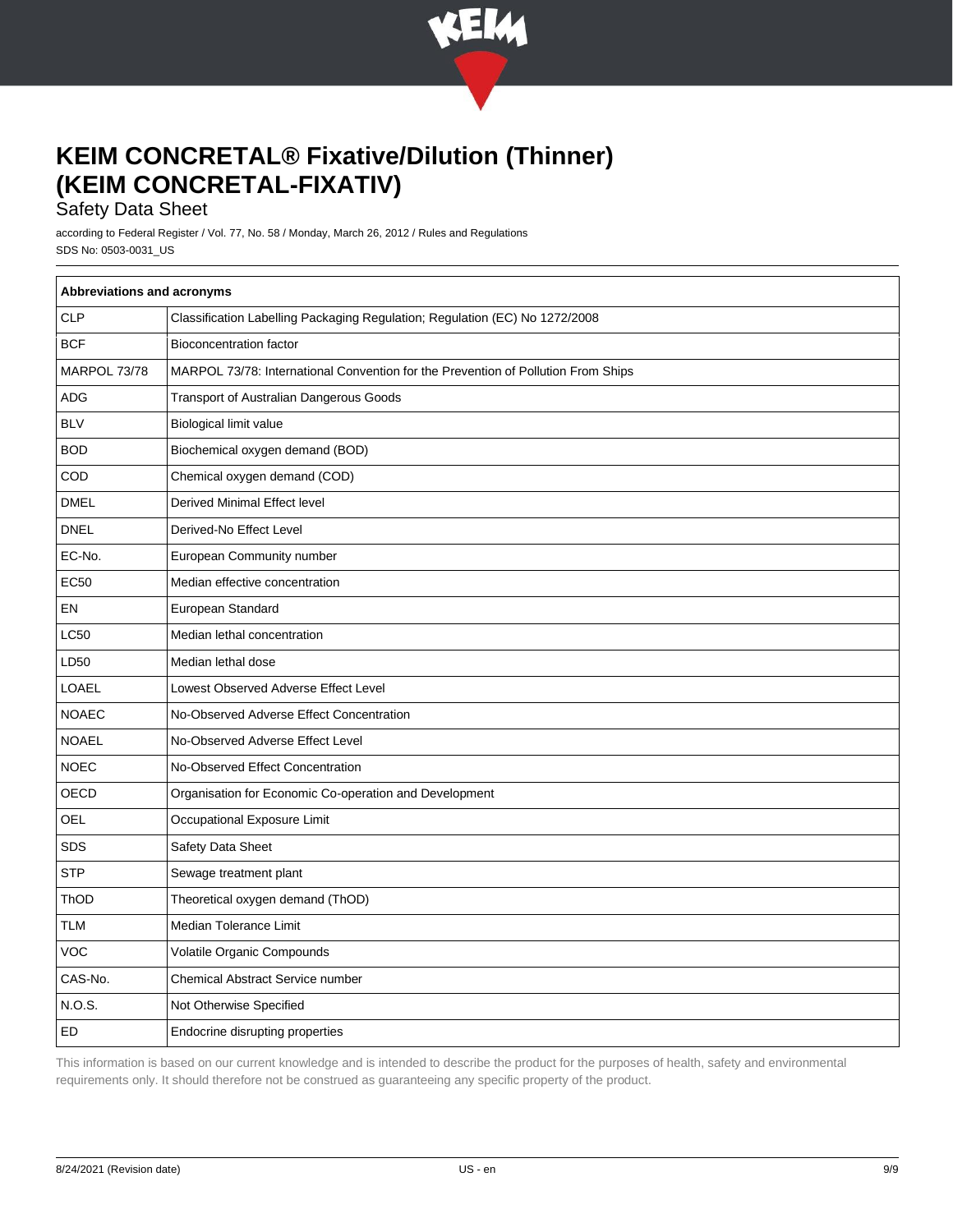# KEIM CONCRETAL® Fixative/Dilution (Thinner) (KEIM CONCRETAL-FIXATIV)

Safety Data Sheet

according to Federal Register / Vol. 77, No. 58 / Monday, March 26, 2012 / Rules and Regulations

SDS No: 0503-0031_US

| Abbreviations and acronyms | |
|---|---|
| CLP | Classification Labelling Packaging Regulation; Regulation (EC) No 1272/2008 |
| BCF | Bioconcentration factor |
| MARPOL 73/78 | MARPOL 73/78: International Convention for the Prevention of Pollution From Ships |
| ADG | Transport of Australian Dangerous Goods |
| BLV | Biological limit value |
| BOD | Biochemical oxygen demand (BOD) |
| COD | Chemical oxygen demand (COD) |
| DMEL | Derived Minimal Effect level |
| DNEL | Derived-No Effect Level |
| EC-No. | European Community number |
| EC50 | Median effective concentration |
| EN | European Standard |
| LC50 | Median lethal concentration |
| LD50 | Median lethal dose |
| LOAEL | Lowest Observed Adverse Effect Level |
| NOAEC | No-Observed Adverse Effect Concentration |
| NOAEL | No-Observed Adverse Effect Level |
| NOEC | No-Observed Effect Concentration |
| OECD | Organisation for Economic Co-operation and Development |
| OEL | Occupational Exposure Limit |
| SDS | Safety Data Sheet |
| STP | Sewage treatment plant |
| ThOD | Theoretical oxygen demand (ThOD) |
| TLM | Median Tolerance Limit |
| VOC | Volatile Organic Compounds |
| CAS-No. | Chemical Abstract Service number |
| N.O.S. | Not Otherwise Specified |
| ED | Endocrine disrupting properties |

This information is based on our current knowledge and is intended to describe the product for the purposes of health, safety and environmental requirements only. It should therefore not be construed as guaranteeing any specific property of the product.